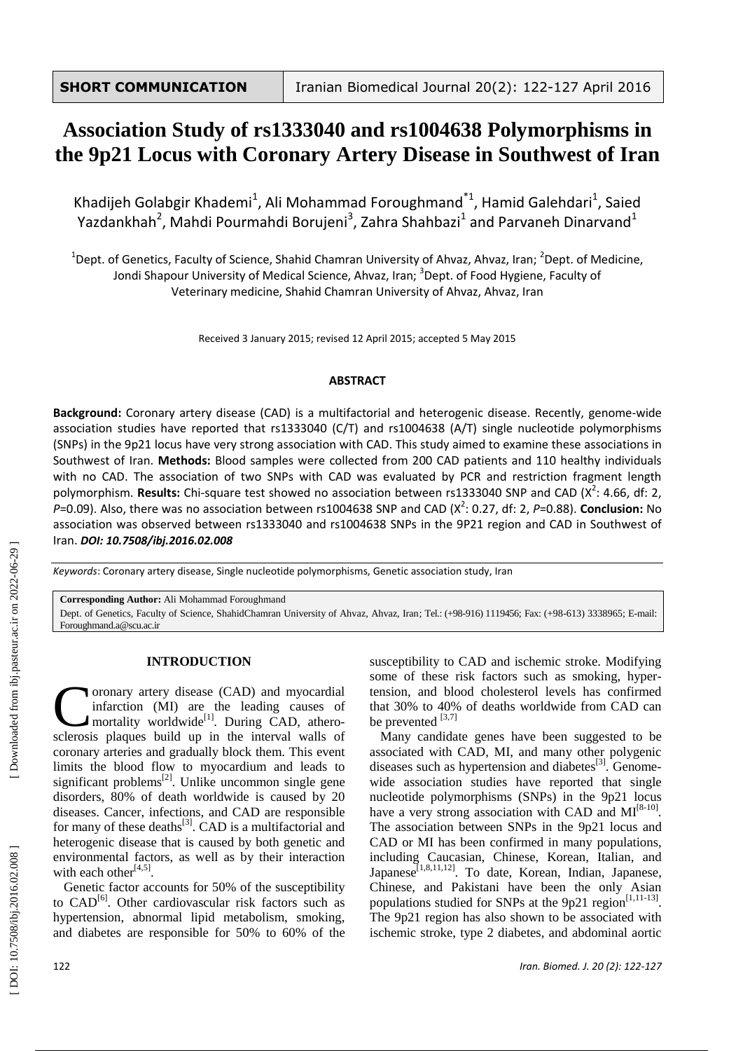**SHORT COMMUNICATION**

# Association Study of rs1333040 and rs1004638 Polymorphisms in the 9p21 Locus with Coronary Artery Disease in Southwest of Iran

Khadijeh Golabgir Khademi[1], Ali Mohammad Foroughmand[*1], Hamid Galehdari[1], Saied Yazdankhah[2], Mahdi Pourmahdi Borujeni[3], Zahra Shahbazi[1] and Parvaneh Dinarvand[1]

[1]Dept. of Genetics, Faculty of Science, Shahid Chamran University of Ahvaz, Ahvaz, Iran; [2]Dept. of Medicine, Jondi Shapour University of Medical Science, Ahvaz, Iran; [3]Dept. of Food Hygiene, Faculty of Veterinary medicine, Shahid Chamran University of Ahvaz, Ahvaz, Iran

Received 3 January 2015; revised 12 April 2015; accepted 5 May 2015

## ABSTRACT

**Background:** Coronary artery disease (CAD) is a multifactorial and heterogenic disease. Recently, genome-wide association studies have reported that rs1333040 (C/T) and rs1004638 (A/T) single nucleotide polymorphisms (SNPs) in the 9p21 locus have very strong association with CAD. This study aimed to examine these associations in Southwest of Iran. **Methods:** Blood samples were collected from 200 CAD patients and 110 healthy individuals with no CAD. The association of two SNPs with CAD was evaluated by PCR and restriction fragment length polymorphism. **Results:** Chi-square test showed no association between rs1333040 SNP and CAD ($X^2$: 4.66, df: 2, *P*=0.09). Also, there was no association between rs1004638 SNP and CAD ($X^2$: 0.27, df: 2, *P*=0.88). **Conclusion:** No association was observed between rs1333040 and rs1004638 SNPs in the 9P21 region and CAD in Southwest of Iran. ***DOI: 10.7508/ibj.2016.02.008***

*Keywords*: Coronary artery disease, Single nucleotide polymorphisms, Genetic association study, Iran

**Corresponding Author:** Ali Mohammad Foroughmand
Dept. of Genetics, Faculty of Science, ShahidChamran University of Ahvaz, Ahvaz, Iran; Tel.: (+98-916) 1119456; Fax: (+98-613) 3338965; E-mail: Foroughmand.a@scu.ac.ir

## INTRODUCTION

Coronary artery disease (CAD) and myocardial infarction (MI) are the leading causes of mortality worldwide[1]. During CAD, atherosclerosis plaques build up in the interval walls of coronary arteries and gradually block them. This event limits the blood flow to myocardium and leads to significant problems[2]. Unlike uncommon single gene disorders, 80% of death worldwide is caused by 20 diseases. Cancer, infections, and CAD are responsible for many of these deaths[3]. CAD is a multifactorial and heterogenic disease that is caused by both genetic and environmental factors, as well as by their interaction with each other[4,5].

Genetic factor accounts for 50% of the susceptibility to CAD[6]. Other cardiovascular risk factors such as hypertension, abnormal lipid metabolism, smoking, and diabetes are responsible for 50% to 60% of the susceptibility to CAD and ischemic stroke. Modifying some of these risk factors such as smoking, hypertension, and blood cholesterol levels has confirmed that 30% to 40% of deaths worldwide from CAD can be prevented [3,7]

Many candidate genes have been suggested to be associated with CAD, MI, and many other polygenic diseases such as hypertension and diabetes[3]. Genome-wide association studies have reported that single nucleotide polymorphisms (SNPs) in the 9p21 locus have a very strong association with CAD and MI[8-10]. The association between SNPs in the 9p21 locus and CAD or MI has been confirmed in many populations, including Caucasian, Chinese, Korean, Italian, and Japanese[1,8,11,12]. To date, Korean, Indian, Japanese, Chinese, and Pakistani have been the only Asian populations studied for SNPs at the 9p21 region[1,11-13]. The 9p21 region has also shown to be associated with ischemic stroke, type 2 diabetes, and abdominal aortic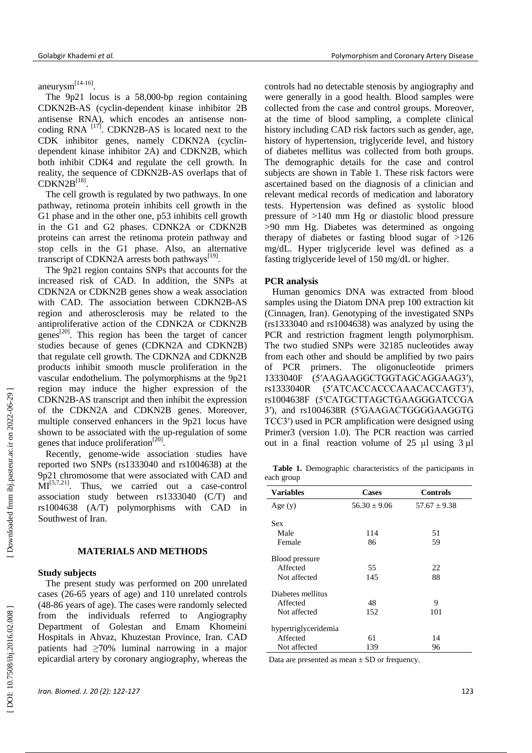aneurysm[14-16].

The 9p21 locus is a 58,000-bp region containing CDKN2B-AS (cyclin-dependent kinase inhibitor 2B antisense RNA), which encodes an antisense non-coding RNA [17]. CDKN2B-AS is located next to the CDK inhibitor genes, namely CDKN2A (cyclin-dependent kinase inhibitor 2A) and CDKN2B, which both inhibit CDK4 and regulate the cell growth. In reality, the sequence of CDKN2B-AS overlaps that of CDKN2B[18].

The cell growth is regulated by two pathways. In one pathway, retinoma protein inhibits cell growth in the G1 phase and in the other one, p53 inhibits cell growth in the G1 and G2 phases. CDNK2A or CDKN2B proteins can arrest the retinoma protein pathway and stop cells in the G1 phase. Also, an alternative transcript of CDKN2A arrests both pathways[19].

The 9p21 region contains SNPs that accounts for the increased risk of CAD. In addition, the SNPs at CDKN2A or CDKN2B genes show a weak association with CAD. The association between CDKN2B-AS region and atherosclerosis may be related to the antiproliferative action of the CDNK2A or CDKN2B genes[20]. This region has been the target of cancer studies because of genes (CDKN2A and CDKN2B) that regulate cell growth. The CDKN2A and CDKN2B products inhibit smooth muscle proliferation in the vascular endothelium. The polymorphisms at the 9p21 region may induce the higher expression of the CDKN2B-AS transcript and then inhibit the expression of the CDKN2A and CDKN2B genes. Moreover, multiple conserved enhancers in the 9p21 locus have shown to be associated with the up-regulation of some genes that induce proliferation[20].

Recently, genome-wide association studies have reported two SNPs (rs1333040 and rs1004638) at the 9p21 chromosome that were associated with CAD and MI[5,7,21]. Thus, we carried out a case-control association study between rs1333040 (C/T) and rs1004638 (A/T) polymorphisms with CAD in Southwest of Iran.

## MATERIALS AND METHODS

### Study subjects

The present study was performed on 200 unrelated cases (26-65 years of age) and 110 unrelated controls (48-86 years of age). The cases were randomly selected from the individuals referred to Angiography Department of Golestan and Emam Khomeini Hospitals in Ahvaz, Khuzestan Province, Iran. CAD patients had ≥70% luminal narrowing in a major epicardial artery by coronary angiography, whereas the controls had no detectable stenosis by angiography and were generally in a good health. Blood samples were collected from the case and control groups. Moreover, at the time of blood sampling, a complete clinical history including CAD risk factors such as gender, age, history of hypertension, triglyceride level, and history of diabetes mellitus was collected from both groups. The demographic details for the case and control subjects are shown in Table 1. These risk factors were ascertained based on the diagnosis of a clinician and relevant medical records of medication and laboratory tests. Hypertension was defined as systolic blood pressure of >140 mm Hg or diastolic blood pressure >90 mm Hg. Diabetes was determined as ongoing therapy of diabetes or fasting blood sugar of >126 mg/dL. Hyper triglyceride level was defined as a fasting triglyceride level of 150 mg/dL or higher.

### PCR analysis

Human genomics DNA was extracted from blood samples using the Diatom DNA prep 100 extraction kit (Cinnagen, Iran). Genotyping of the investigated SNPs (rs1333040 and rs1004638) was analyzed by using the PCR and restriction fragment length polymorphism. The two studied SNPs were 32185 nucleotides away from each other and should be amplified by two pairs of PCR primers. The oligonucleotide primers 1333040F (5′AAGAAGGCTGGTAGCAGGAAG3′), rs1333040R (5′ATCACCACCCAAACACCAGT3′), rs1004638F (5′CATGCTTAGCTGAAGGGATCCGA 3′), and rs1004638R (5′GAAGACTGGGGAAGGTG TCC3′) used in PCR amplification were designed using Primer3 (version 1.0). The PCR reaction was carried out in a final reaction volume of 25 µl using 3 µl

**Table 1.** Demographic characteristics of the participants in each group

| Variables | Cases | Controls |
|---|---|---|
| Age (y) | 56.30 ± 9.06 | 57.67 ± 9.38 |
| Sex | | |
| Male | 114 | 51 |
| Female | 86 | 59 |
| Blood pressure | | |
| Affected | 55 | 22 |
| Not affected | 145 | 88 |
| Diabetes mellitus | | |
| Affected | 48 | 9 |
| Not affected | 152 | 101 |
| hypertriglyceridemia | | |
| Affected | 61 | 14 |
| Not affected | 139 | 96 |

Data are presented as mean ± SD or frequency.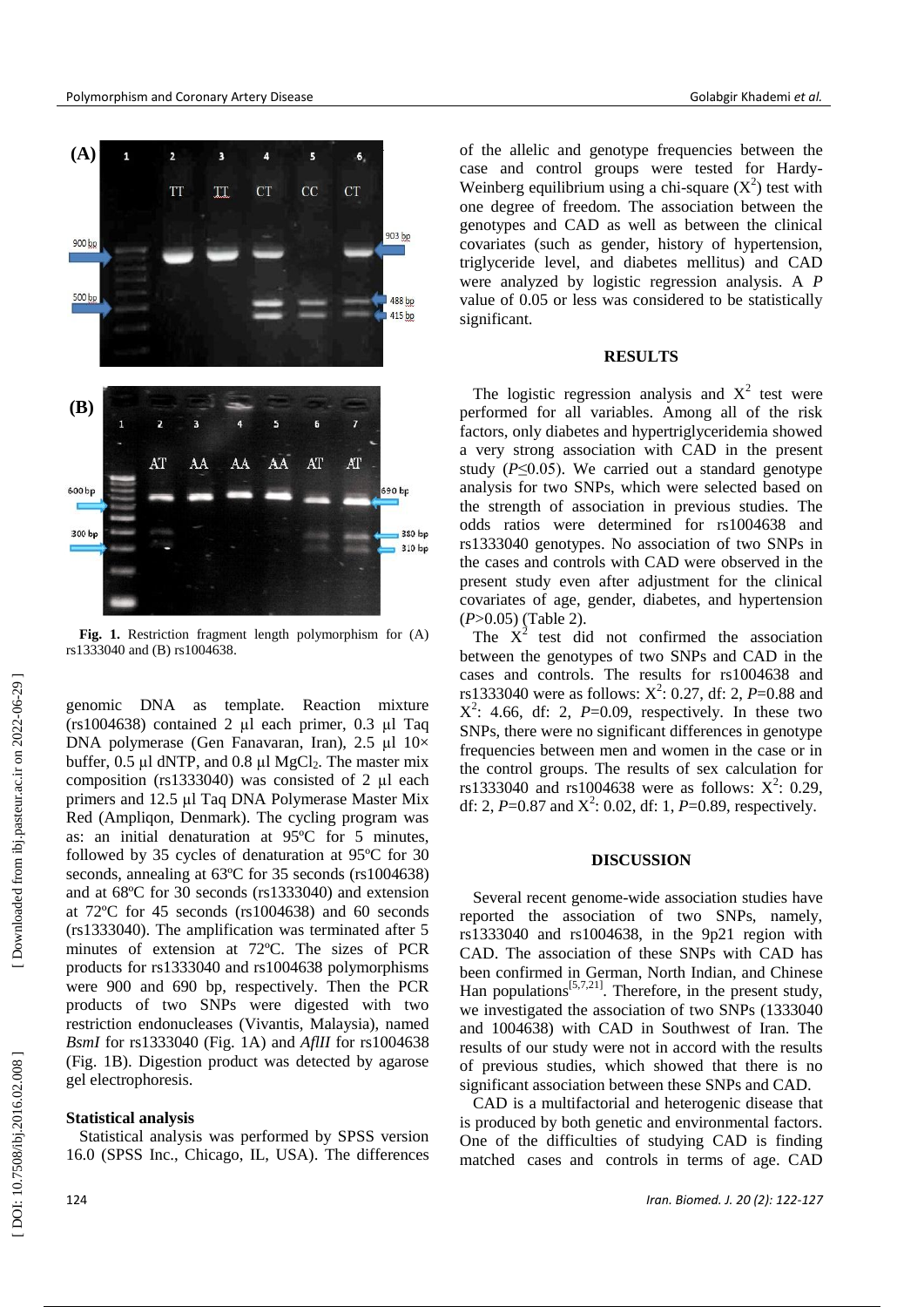**Fig. 1.** Restriction fragment length polymorphism for (A) rs1333040 and (B) rs1004638.

genomic DNA as template. Reaction mixture (rs1004638) contained 2 µl each primer, 0.3 µl Taq DNA polymerase (Gen Fanavaran, Iran), 2.5 µl 10× buffer, 0.5 µl dNTP, and 0.8 µl $MgCl_2$. The master mix composition (rs1333040) was consisted of 2 µl each primers and 12.5 µl Taq DNA Polymerase Master Mix Red (Ampliqon, Denmark). The cycling program was as: an initial denaturation at 95ºC for 5 minutes, followed by 35 cycles of denaturation at 95ºC for 30 seconds, annealing at 63ºC for 35 seconds (rs1004638) and at 68ºC for 30 seconds (rs1333040) and extension at 72ºC for 45 seconds (rs1004638) and 60 seconds (rs1333040). The amplification was terminated after 5 minutes of extension at 72ºC. The sizes of PCR products for rs1333040 and rs1004638 polymorphisms were 900 and 690 bp, respectively. Then the PCR products of two SNPs were digested with two restriction endonucleases (Vivantis, Malaysia), named *BsmI* for rs1333040 (Fig. 1A) and *AflII* for rs1004638 (Fig. 1B). Digestion product was detected by agarose gel electrophoresis.

#### Statistical analysis

Statistical analysis was performed by SPSS version 16.0 (SPSS Inc., Chicago, IL, USA). The differences of the allelic and genotype frequencies between the case and control groups were tested for Hardy-Weinberg equilibrium using a chi-square ($X^2$) test with one degree of freedom. The association between the genotypes and CAD as well as between the clinical covariates (such as gender, history of hypertension, triglyceride level, and diabetes mellitus) and CAD were analyzed by logistic regression analysis. A *P* value of 0.05 or less was considered to be statistically significant.

## RESULTS

The logistic regression analysis and $X^2$ test were performed for all variables. Among all of the risk factors, only diabetes and hypertriglyceridemia showed a very strong association with CAD in the present study ($P \leq 0.05$). We carried out a standard genotype analysis for two SNPs, which were selected based on the strength of association in previous studies. The odds ratios were determined for rs1004638 and rs1333040 genotypes. No association of two SNPs in the cases and controls with CAD were observed in the present study even after adjustment for the clinical covariates of age, gender, diabetes, and hypertension ($P>0.05$) (Table 2).

The $X^2$ test did not confirmed the association between the genotypes of two SNPs and CAD in the cases and controls. The results for rs1004638 and rs1333040 were as follows: $X^2$: 0.27, df: 2, $P=0.88$ and $X^2$: 4.66, df: 2, $P=0.09$, respectively. In these two SNPs, there were no significant differences in genotype frequencies between men and women in the case or in the control groups. The results of sex calculation for rs1333040 and rs1004638 were as follows: $X^2$: 0.29, df: 2, $P=0.87$ and $X^2$: 0.02, df: 1, $P=0.89$, respectively.

## DISCUSSION

Several recent genome-wide association studies have reported the association of two SNPs, namely, rs1333040 and rs1004638, in the 9p21 region with CAD. The association of these SNPs with CAD has been confirmed in German, North Indian, and Chinese Han populations[5,7,21]. Therefore, in the present study, we investigated the association of two SNPs (1333040 and 1004638) with CAD in Southwest of Iran. The results of our study were not in accord with the results of previous studies, which showed that there is no significant association between these SNPs and CAD.

CAD is a multifactorial and heterogenic disease that is produced by both genetic and environmental factors. One of the difficulties of studying CAD is finding matched cases and controls in terms of age. CAD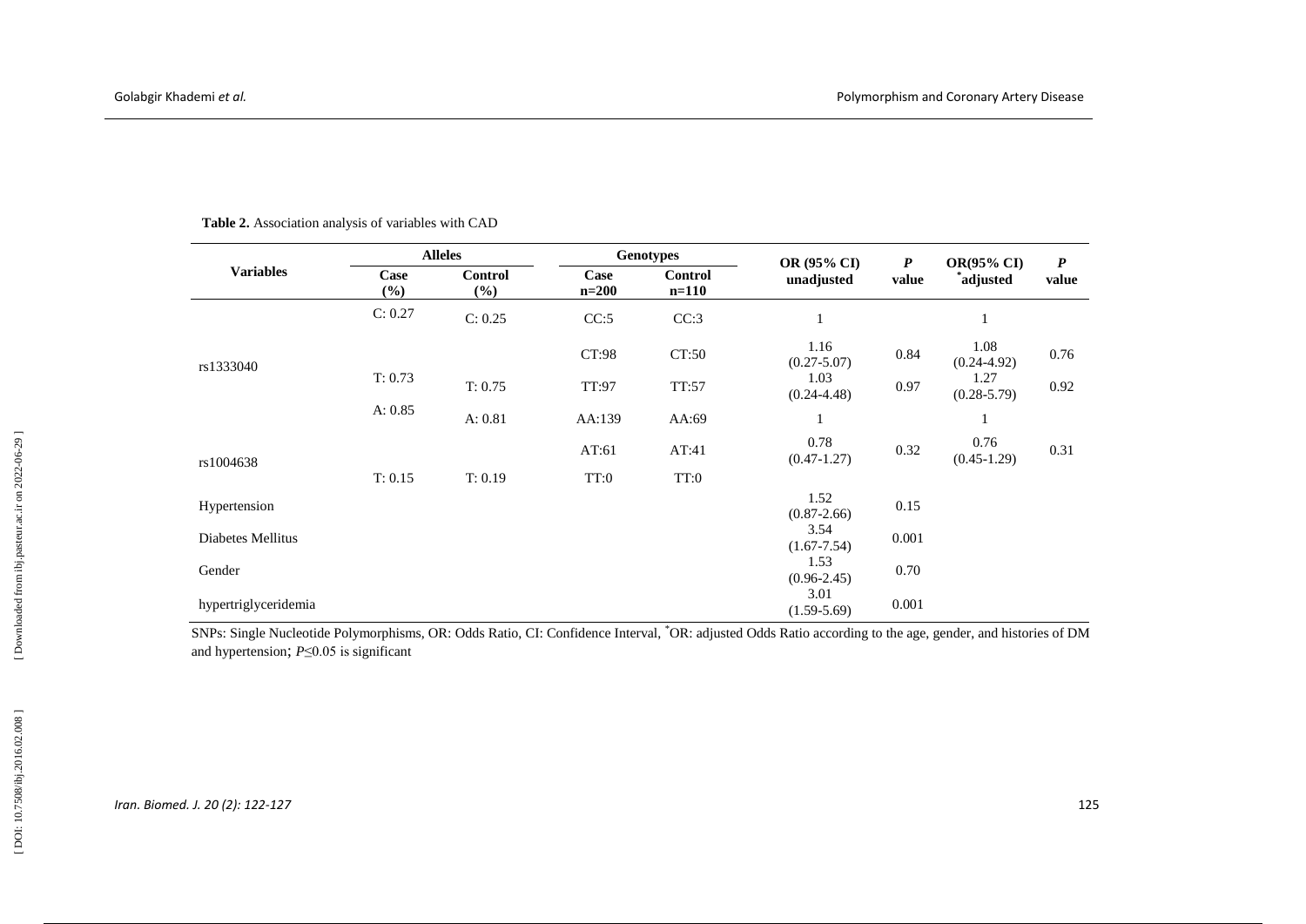**Table 2.** Association analysis of variables with CAD

| Variables | Alleles | | Genotypes | | OR (95% CI) unadjusted | *P* value | OR(95% CI) *adjusted | *P* value |
|---|---|---|---|---|---|---|---|---|
| | Case (%) | Control (%) | Case n=200 | Control n=110 | | | | |
| rs1333040 | C: 0.27 | C: 0.25 | CC:5 | CC:3 | 1 | | 1 | |
| | | | CT:98 | CT:50 | 1.16 (0.27-5.07) | 0.84 | 1.08 (0.24-4.92) | 0.76 |
| | T: 0.73 | T: 0.75 | TT:97 | TT:57 | 1.03 (0.24-4.48) | 0.97 | 1.27 (0.28-5.79) | 0.92 |
| rs1004638 | A: 0.85 | A: 0.81 | AA:139 | AA:69 | 1 | | 1 | |
| | | | AT:61 | AT:41 | 0.78 (0.47-1.27) | 0.32 | 0.76 (0.45-1.29) | 0.31 |
| | T: 0.15 | T: 0.19 | TT:0 | TT:0 | | | | |
| Hypertension | | | | | 1.52 (0.87-2.66) | 0.15 | | |
| Diabetes Mellitus | | | | | 3.54 (1.67-7.54) | 0.001 | | |
| Gender | | | | | 1.53 (0.96-2.45) | 0.70 | | |
| hypertriglyceridemia | | | | | 3.01 (1.59-5.69) | 0.001 | | |

SNPs: Single Nucleotide Polymorphisms, OR: Odds Ratio, CI: Confidence Interval, *OR: adjusted Odds Ratio according to the age, gender, and histories of DM and hypertension; $P \leq 0.05$ is significant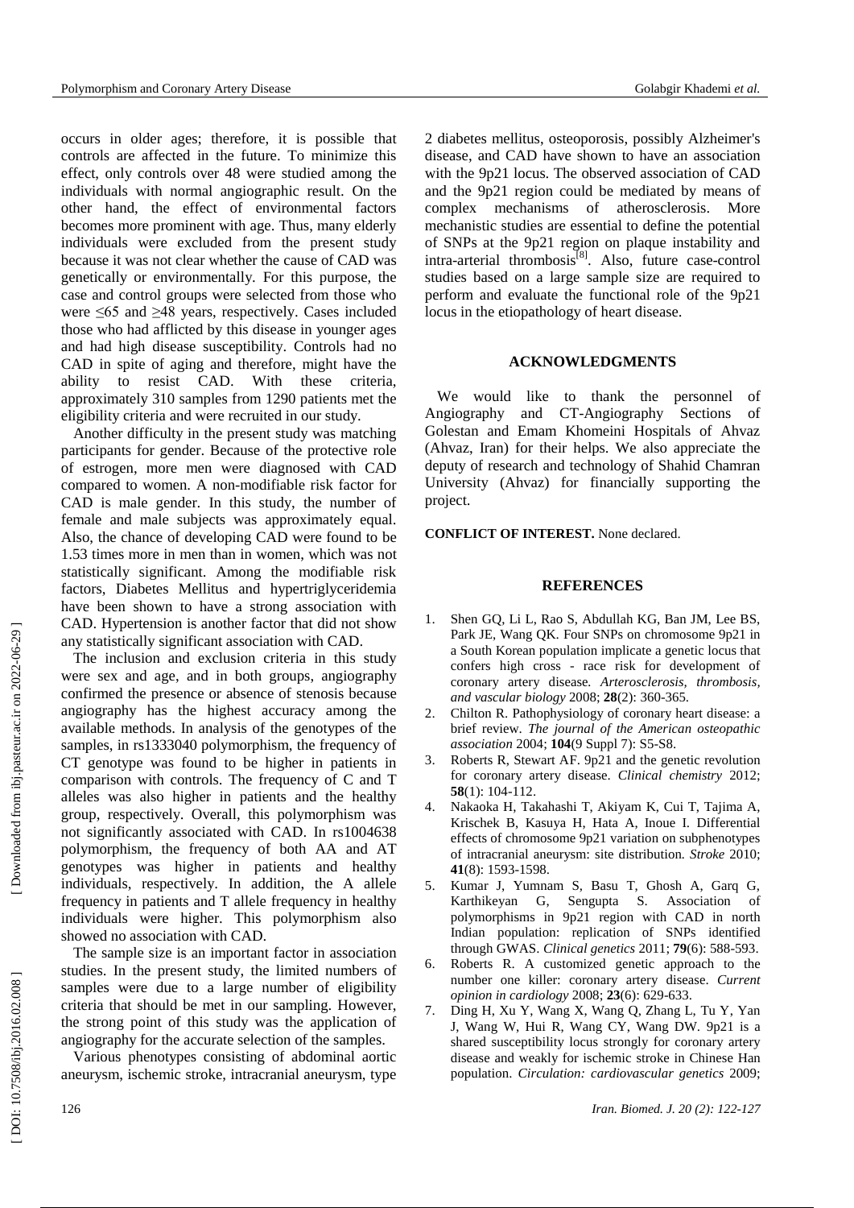occurs in older ages; therefore, it is possible that controls are affected in the future. To minimize this effect, only controls over 48 were studied among the individuals with normal angiographic result. On the other hand, the effect of environmental factors becomes more prominent with age. Thus, many elderly individuals were excluded from the present study because it was not clear whether the cause of CAD was genetically or environmentally. For this purpose, the case and control groups were selected from those who were ≤65 and ≥48 years, respectively. Cases included those who had afflicted by this disease in younger ages and had high disease susceptibility. Controls had no CAD in spite of aging and therefore, might have the ability to resist CAD. With these criteria, approximately 310 samples from 1290 patients met the eligibility criteria and were recruited in our study.

Another difficulty in the present study was matching participants for gender. Because of the protective role of estrogen, more men were diagnosed with CAD compared to women. A non-modifiable risk factor for CAD is male gender. In this study, the number of female and male subjects was approximately equal. Also, the chance of developing CAD were found to be 1.53 times more in men than in women, which was not statistically significant. Among the modifiable risk factors, Diabetes Mellitus and hypertriglyceridemia have been shown to have a strong association with CAD. Hypertension is another factor that did not show any statistically significant association with CAD.

The inclusion and exclusion criteria in this study were sex and age, and in both groups, angiography confirmed the presence or absence of stenosis because angiography has the highest accuracy among the available methods. In analysis of the genotypes of the samples, in rs1333040 polymorphism, the frequency of CT genotype was found to be higher in patients in comparison with controls. The frequency of C and T alleles was also higher in patients and the healthy group, respectively. Overall, this polymorphism was not significantly associated with CAD. In rs1004638 polymorphism, the frequency of both AA and AT genotypes was higher in patients and healthy individuals, respectively. In addition, the A allele frequency in patients and T allele frequency in healthy individuals were higher. This polymorphism also showed no association with CAD.

The sample size is an important factor in association studies. In the present study, the limited numbers of samples were due to a large number of eligibility criteria that should be met in our sampling. However, the strong point of this study was the application of angiography for the accurate selection of the samples.

Various phenotypes consisting of abdominal aortic aneurysm, ischemic stroke, intracranial aneurysm, type 2 diabetes mellitus, osteoporosis, possibly Alzheimer's disease, and CAD have shown to have an association with the 9p21 locus. The observed association of CAD and the 9p21 region could be mediated by means of complex mechanisms of atherosclerosis. More mechanistic studies are essential to define the potential of SNPs at the 9p21 region on plaque instability and intra-arterial thrombosis[8]. Also, future case-control studies based on a large sample size are required to perform and evaluate the functional role of the 9p21 locus in the etiopathology of heart disease.

## ACKNOWLEDGMENTS

We would like to thank the personnel of Angiography and CT-Angiography Sections of Golestan and Emam Khomeini Hospitals of Ahvaz (Ahvaz, Iran) for their helps. We also appreciate the deputy of research and technology of Shahid Chamran University (Ahvaz) for financially supporting the project.

**CONFLICT OF INTEREST.** None declared.

## REFERENCES

1. Shen GQ, Li L, Rao S, Abdullah KG, Ban JM, Lee BS, Park JE, Wang QK. Four SNPs on chromosome 9p21 in a South Korean population implicate a genetic locus that confers high cross - race risk for development of coronary artery disease. *Arteriosclerosis, thrombosis, and vascular biology* 2008; **28**(2): 360-365.
2. Chilton R. Pathophysiology of coronary heart disease: a brief review. *The journal of the American osteopathic association* 2004; **104**(9 Suppl 7): S5-S8.
3. Roberts R, Stewart AF. 9p21 and the genetic revolution for coronary artery disease. *Clinical chemistry* 2012; **58**(1): 104-112.
4. Nakaoka H, Takahashi T, Akiyam K, Cui T, Tajima A, Krischek B, Kasuya H, Hata A, Inoue I. Differential effects of chromosome 9p21 variation on subphenotypes of intracranial aneurysm: site distribution. *Stroke* 2010; **41**(8): 1593-1598.
5. Kumar J, Yumnam S, Basu T, Ghosh A, Garq G, Karthikeyan G, Sengupta S. Association of polymorphisms in 9p21 region with CAD in north Indian population: replication of SNPs identified through GWAS. *Clinical genetics* 2011; **79**(6): 588-593.
6. Roberts R. A customized genetic approach to the number one killer: coronary artery disease. *Current opinion in cardiology* 2008; **23**(6): 629-633.
7. Ding H, Xu Y, Wang X, Wang Q, Zhang L, Tu Y, Yan J, Wang W, Hui R, Wang CY, Wang DW. 9p21 is a shared susceptibility locus strongly for coronary artery disease and weakly for ischemic stroke in Chinese Han population. *Circulation: cardiovascular genetics* 2009;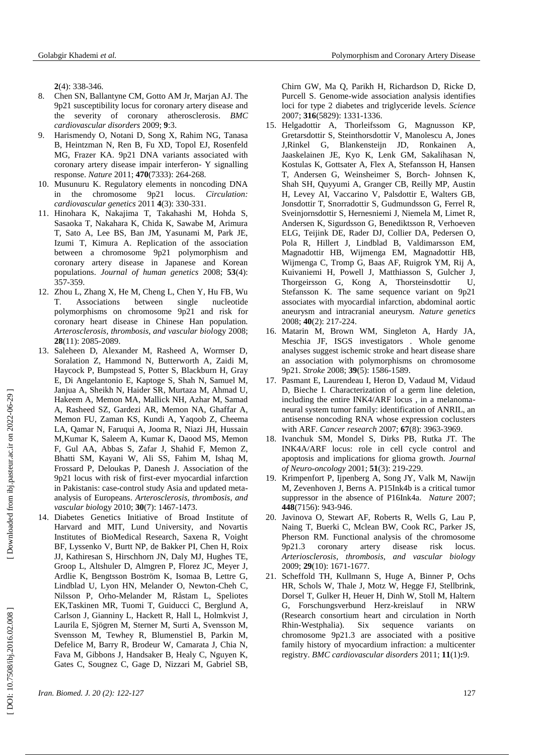2(4): 338-346.

8. Chen SN, Ballantyne CM, Gotto AM Jr, Marjan AJ. The 9p21 susceptibility locus for coronary artery disease and the severity of coronary atherosclerosis. *BMC cardiovascular disorders* 2009; **9**:3.
9. Harismendy O, Notani D, Song X, Rahim NG, Tanasa B, Heintzman N, Ren B, Fu XD, Topol EJ, Rosenfeld MG, Frazer KA. 9p21 DNA variants associated with coronary artery disease impair interferon- Y signalling response. *Nature* 2011; **470**(7333): 264-268.
10. Musunuru K. Regulatory elements in noncoding DNA in the chromosome 9p21 locus. *Circulation: cardiovascular genetics* 2011 **4**(3): 330-331.
11. Hinohara K, Nakajima T, Takahashi M, Hohda S, Sasaoka T, Nakahara K, Chida K, Sawabe M, Arimura T, Sato A, Lee BS, Ban JM, Yasunami M, Park JE, Izumi T, Kimura A. Replication of the association between a chromosome 9p21 polymorphism and coronary artery disease in Japanese and Korean populations. *Journal of human genetics* 2008; **53**(4): 357-359.
12. Zhou L, Zhang X, He M, Cheng L, Chen Y, Hu FB, Wu T. Associations between single nucleotide polymorphisms on chromosome 9p21 and risk for coronary heart disease in Chinese Han population. *Arterosclerosis, thrombosis, and vascular biol*ogy 2008; **28**(11): 2085-2089.
13. Saleheen D, Alexander M, Rasheed A, Wormser D, Soralation Z, Hammond N, Butterworth A, Zaidi M, Haycock P, Bumpstead S, Potter S, Blackburn H, Gray E, Di Angelantonio E, Kaptoge S, Shah N, Samuel M, Janjua A, Sheikh N, Haider SR, Murtaza M, Ahmad U, Hakeem A, Memon MA, Mallick NH, Azhar M, Samad A, Rasheed SZ, Gardezi AR, Memon NA, Ghaffar A, Memon FU, Zaman KS, Kundi A, Yaqoob Z, Cheema LA, Qamar N, Faruqui A, Jooma R, Niazi JH, Hussain M,Kumar K, Saleem A, Kumar K, Daood MS, Memon F, Gul AA, Abbas S, Zafar J, Shahid F, Memon Z, Bhatti SM, Kayani W, Ali SS, Fahim M, Ishaq M, Frossard P, Deloukas P, Danesh J. Association of the 9p21 locus with risk of first-ever myocardial infarction in Pakistanis: case-control study Asia and updated meta-analysis of Europeans. *Arterosclerosis, thrombosis, and vascular biol*ogy 2010; **30**(7): 1467-1473.
14. Diabetes Genetics Initiative of Broad Institute of Harvard and MIT, Lund University, and Novartis Institutes of BioMedical Research, Saxena R, Voight BF, Lyssenko V, Burtt NP, de Bakker PI, Chen H, Roix JJ, Kathiresan S, Hirschhorn JN, Daly MJ, Hughes TE, Groop L, Altshuler D, Almgren P, Florez JC, Meyer J, Ardlie K, Bengtsson Boström K, Isomaa B, Lettre G, Lindblad U, Lyon HN, Melander O, Newton-Cheh C, Nilsson P, Orho-Melander M, Råstam L, Speliotes EK,Taskinen MR, Tuomi T, Guiducci C, Berglund A, Carlson J, Gianniny L, Hackett R, Hall L, Holmkvist J, Laurila E, Sjögren M, Sterner M, Surti A, Svensson M, Svensson M, Tewhey R, Blumenstiel B, Parkin M, Defelice M, Barry R, Brodeur W, Camarata J, Chia N, Fava M, Gibbons J, Handsaker B, Healy C, Nguyen K, Gates C, Sougnez C, Gage D, Nizzari M, Gabriel SB, Chirn GW, Ma Q, Parikh H, Richardson D, Ricke D, Purcell S. Genome-wide association analysis identifies loci for type 2 diabetes and triglyceride levels. *Science* 2007; **316**(5829): 1331-1336.
15. Helgadottir A, Thorleifssom G, Magnusson KP, Gretarsdottir S, Steinthorsdottir V, Manolescu A, Jones J,Rinkel G, Blankensteijn JD, Ronkainen A, Jaaskelainen JE, Kyo K, Lenk GM, Sakalihasan N, Kostulas K, Gottsater A, Flex A, Stefansson H, Hansen T, Andersen G, Weinsheimer S, Borch- Johnsen K, Shah SH, Quyyumi A, Granger CB, Reilly MP, Austin H, Levey AI, Vaccarino V, Palsdottir E, Walters GB, Jonsdottir T, Snorradottir S, Gudmundsson G, Ferrel R, Sveinjornsdottir S, Hernesniemi J, Niemela M, Limet R, Andersen K, Sigurdsson G, Benediktsson R, Verhoeven ELG, Teijink DE, Rader DJ, Collier DA, Pedersen O, Pola R, Hillert J, Lindblad B, Valdimarsson EM, Magnadottir HB, Wijmenga EM, Magnadottir HB, Wijmenga C, Tromp G, Baas AF, Ruigrok YM, Rij A, Kuivaniemi H, Powell J, Matthiasson S, Gulcher J, Thorgeirsson G, Kong A, Thorsteinsdottir U, Stefansson K. The same sequence variant on 9p21 associates with myocardial infarction, abdominal aortic aneurysm and intracranial aneurysm. *Nature genetics* 2008; **40**(2): 217-224.
16. Matarin M, Brown WM, Singleton A, Hardy JA, Meschia JF, ISGS investigators . Whole genome analyses suggest ischemic stroke and heart disease share an association with polymorphisms on chromosome 9p21. *Stroke* 2008; **39**(5): 1586-1589.
17. Pasmant E, Laurendeau I, Heron D, Vadaud M, Vidaud D, Bieche I. Characterization of a germ line deletion, including the entire INK4/ARF locus , in a melanoma-neural system tumor family: identification of ANRIL, an antisense noncoding RNA whose expression coclusters with ARF. *Cancer research* 2007; **67**(8): 3963-3969.
18. Ivanchuk SM, Mondel S, Dirks PB, Rutka JT. The INK4A/ARF locus: role in cell cycle control and apoptosis and implications for glioma growth. *Journal of Neuro-oncology* 2001; **51**(3): 219-229.
19. Krimpenfort P, Ijpenberg A, Song JY, Valk M, Nawijn M, Zevenhoven J, Berns A. P15Ink4b is a critical tumor suppressor in the absence of P16Ink4a. *Nature* 2007; **448**(7156): 943-946.
20. Javinova O, Stewart AF, Roberts R, Wells G, Lau P, Naing T, Buerki C, Mclean BW, Cook RC, Parker JS, Pherson RM. Functional analysis of the chromosome 9p21.3 coronary artery disease risk locus. *Arteriosclerosis, thrombosis, and vascular biology* 2009; **29**(10): 1671-1677.
21. Scheffold TH, Kullmann S, Huge A, Binner P, Ochs HR, Schols W, Thale J, Motz W, Hegge FJ, Stellbrink, Dorsel T, Gulker H, Heuer H, Dinh W, Stoll M, Haltern G, Forschungsverbund Herz-kreislauf in NRW (Research consortium heart and circulation in North Rhin-Westphalia). Six sequence variants on chromosome 9p21.3 are associated with a positive family history of myocardium infraction: a multicenter registry. *BMC cardiovascular disorders* 2011; **11**(1)**:**9.